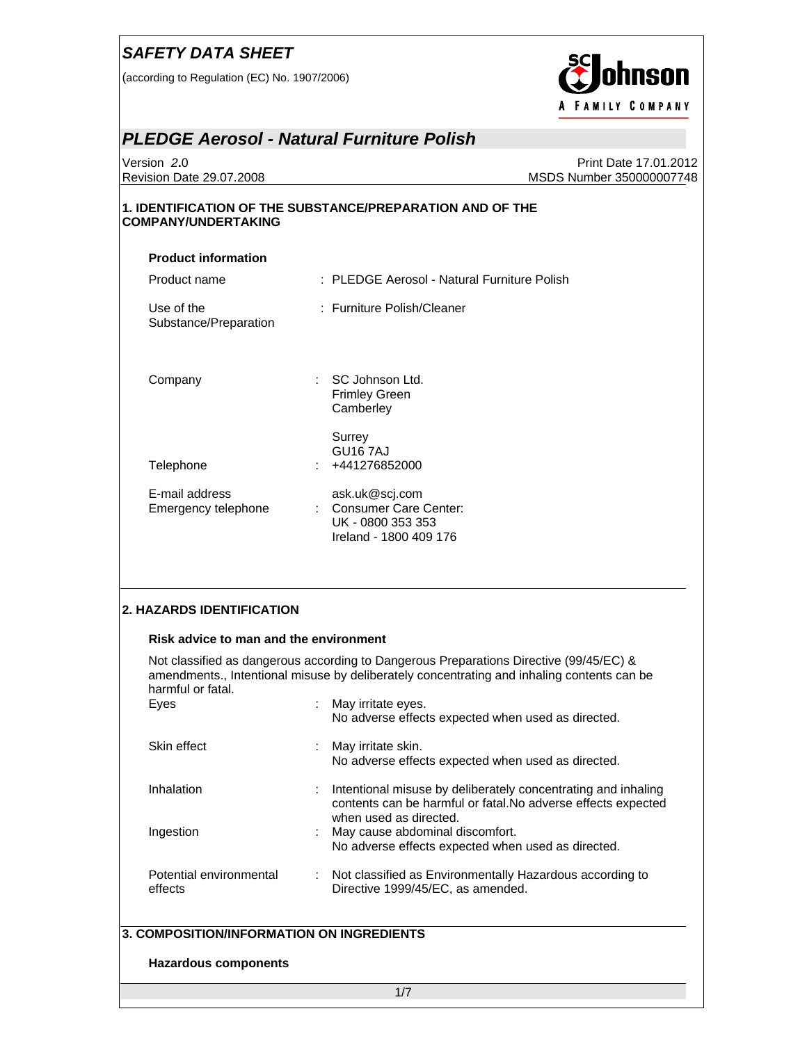# SAFETY DATA SHEET

(according to Regulation (EC) No. 1907/2006)

## PLEDGE Aerosol - Natural Furniture Polish

Version 2.0
Revision Date 29.07.2008

Print Date 17.01.2012
MSDS Number 350000007748

### 1. IDENTIFICATION OF THE SUBSTANCE/PREPARATION AND OF THE COMPANY/UNDERTAKING

**Product information**

| | |
|---|---|
| Product name | : PLEDGE Aerosol - Natural Furniture Polish |
| Use of the Substance/Preparation | : Furniture Polish/Cleaner |
| Company | : SC Johnson Ltd.<br>Frimley Green<br>Camberley<br><br>Surrey<br>GU16 7AJ |
| Telephone | : +441276852000 |
| E-mail address | ask.uk@scj.com |
| Emergency telephone | : Consumer Care Center:<br>UK - 0800 353 353<br>Ireland - 1800 409 176 |

### 2. HAZARDS IDENTIFICATION

**Risk advice to man and the environment**

Not classified as dangerous according to Dangerous Preparations Directive (99/45/EC) & amendments., Intentional misuse by deliberately concentrating and inhaling contents can be harmful or fatal.

| | |
|---|---|
| Eyes | : May irritate eyes.<br>No adverse effects expected when used as directed. |
| Skin effect | : May irritate skin.<br>No adverse effects expected when used as directed. |
| Inhalation | : Intentional misuse by deliberately concentrating and inhaling contents can be harmful or fatal.No adverse effects expected when used as directed. |
| Ingestion | : May cause abdominal discomfort.<br>No adverse effects expected when used as directed. |
| Potential environmental effects | : Not classified as Environmentally Hazardous according to Directive 1999/45/EC, as amended. |

### 3. COMPOSITION/INFORMATION ON INGREDIENTS

**Hazardous components**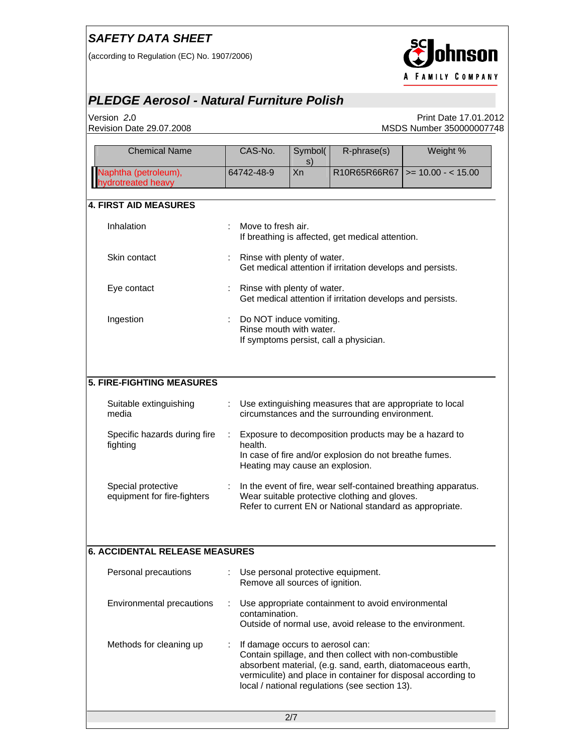| Chemical Name | CAS-No. | Symbol(s) | R-phrase(s) | Weight % |
|---|---|---|---|---|
| Naphtha (petroleum), hydrotreated heavy | 64742-48-9 | Xn | R10R65R66R67 | >= 10.00 - < 15.00 |

## 4. FIRST AID MEASURES

**Inhalation** : Move to fresh air.
If breathing is affected, get medical attention.

**Skin contact** : Rinse with plenty of water.
Get medical attention if irritation develops and persists.

**Eye contact** : Rinse with plenty of water.
Get medical attention if irritation develops and persists.

**Ingestion** : Do NOT induce vomiting.
Rinse mouth with water.
If symptoms persist, call a physician.

## 5. FIRE-FIGHTING MEASURES

**Suitable extinguishing media** : Use extinguishing measures that are appropriate to local circumstances and the surrounding environment.

**Specific hazards during fire fighting** : Exposure to decomposition products may be a hazard to health.
In case of fire and/or explosion do not breathe fumes.
Heating may cause an explosion.

**Special protective equipment for fire-fighters** : In the event of fire, wear self-contained breathing apparatus.
Wear suitable protective clothing and gloves.
Refer to current EN or National standard as appropriate.

## 6. ACCIDENTAL RELEASE MEASURES

**Personal precautions** : Use personal protective equipment.
Remove all sources of ignition.

**Environmental precautions** : Use appropriate containment to avoid environmental contamination.
Outside of normal use, avoid release to the environment.

**Methods for cleaning up** : If damage occurs to aerosol can:
Contain spillage, and then collect with non-combustible absorbent material, (e.g. sand, earth, diatomaceous earth, vermiculite) and place in container for disposal according to local / national regulations (see section 13).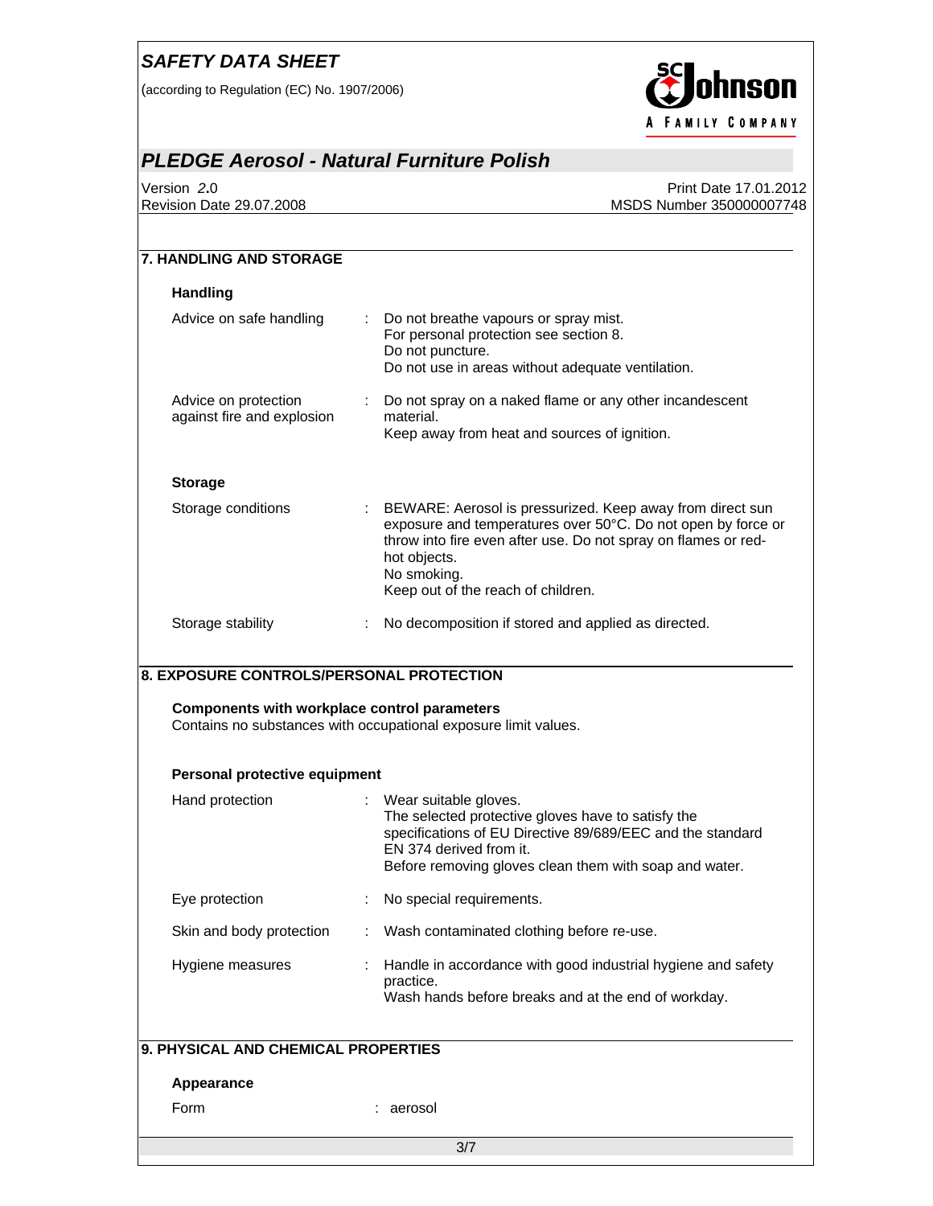## 7. HANDLING AND STORAGE

### Handling

| | |
|---|---|
| Advice on safe handling | Do not breathe vapours or spray mist.<br>For personal protection see section 8.<br>Do not puncture.<br>Do not use in areas without adequate ventilation. |
| Advice on protection against fire and explosion | Do not spray on a naked flame or any other incandescent material.<br>Keep away from heat and sources of ignition. |

### Storage

| | |
|---|---|
| Storage conditions | BEWARE: Aerosol is pressurized. Keep away from direct sun exposure and temperatures over 50°C. Do not open by force or throw into fire even after use. Do not spray on flames or red-hot objects.<br>No smoking.<br>Keep out of the reach of children. |
| Storage stability | No decomposition if stored and applied as directed. |

## 8. EXPOSURE CONTROLS/PERSONAL PROTECTION

**Components with workplace control parameters**
Contains no substances with occupational exposure limit values.

### Personal protective equipment

| | |
|---|---|
| Hand protection | Wear suitable gloves.<br>The selected protective gloves have to satisfy the specifications of EU Directive 89/689/EEC and the standard EN 374 derived from it.<br>Before removing gloves clean them with soap and water. |
| Eye protection | No special requirements. |
| Skin and body protection | Wash contaminated clothing before re-use. |
| Hygiene measures | Handle in accordance with good industrial hygiene and safety practice.<br>Wash hands before breaks and at the end of workday. |

## 9. PHYSICAL AND CHEMICAL PROPERTIES

### Appearance

| | |
|---|---|
| Form | aerosol |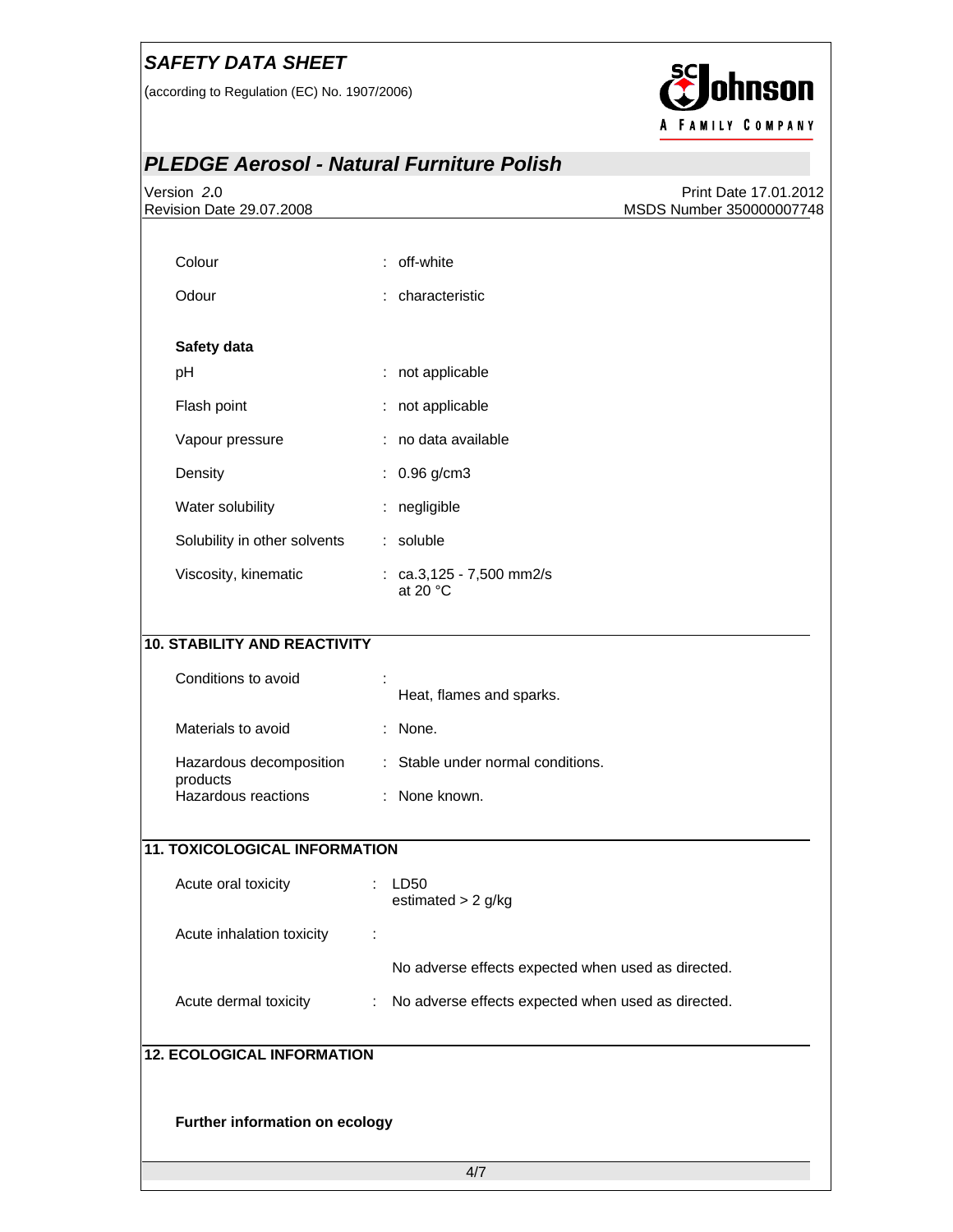| | |
|---|---|
| Colour | : off-white |
| Odour | : characteristic |

**Safety data**

| | |
|---|---|
| pH | : not applicable |
| Flash point | : not applicable |
| Vapour pressure | : no data available |
| Density | : 0.96 g/cm3 |
| Water solubility | : negligible |
| Solubility in other solvents | : soluble |
| Viscosity, kinematic | : ca.3,125 - 7,500 mm2/s at 20 °C |

## 10. STABILITY AND REACTIVITY

| | |
|---|---|
| Conditions to avoid | : Heat, flames and sparks. |
| Materials to avoid | : None. |
| Hazardous decomposition products | : Stable under normal conditions. |
| Hazardous reactions | : None known. |

## 11. TOXICOLOGICAL INFORMATION

| | |
|---|---|
| Acute oral toxicity | : LD50 estimated > 2 g/kg |
| Acute inhalation toxicity | : No adverse effects expected when used as directed. |
| Acute dermal toxicity | : No adverse effects expected when used as directed. |

## 12. ECOLOGICAL INFORMATION

**Further information on ecology**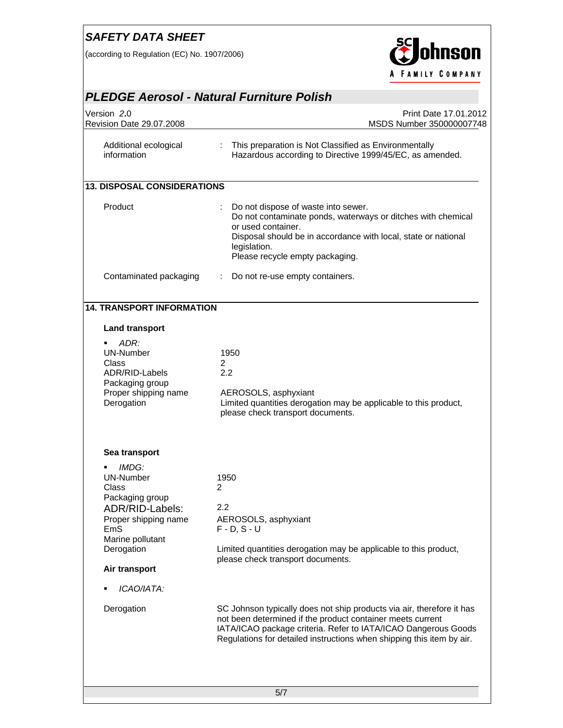| | | |
|---|---|---|
| Additional ecological information | : | This preparation is Not Classified as Environmentally Hazardous according to Directive 1999/45/EC, as amended. |

## 13. DISPOSAL CONSIDERATIONS

| | | |
|---|---|---|
| Product | : | Do not dispose of waste into sewer.<br>Do not contaminate ponds, waterways or ditches with chemical or used container.<br>Disposal should be in accordance with local, state or national legislation.<br>Please recycle empty packaging. |
| Contaminated packaging | : | Do not re-use empty containers. |

## 14. TRANSPORT INFORMATION

### Land transport

- *ADR:*

| | |
|---|---|
| UN-Number | 1950 |
| Class | 2 |
| ADR/RID-Labels | 2.2 |
| Packaging group | |
| Proper shipping name | AEROSOLS, asphyxiant |
| Derogation | Limited quantities derogation may be applicable to this product, please check transport documents. |

### Sea transport

- *IMDG:*

| | |
|---|---|
| UN-Number | 1950 |
| Class | 2 |
| Packaging group | |
| ADR/RID-Labels: | 2.2 |
| Proper shipping name | AEROSOLS, asphyxiant |
| EmS | F - D, S - U |
| Marine pollutant | |
| Derogation | Limited quantities derogation may be applicable to this product, please check transport documents. |

### Air transport

- *ICAO/IATA:*

| | |
|---|---|
| Derogation | SC Johnson typically does not ship products via air, therefore it has not been determined if the product container meets current IATA/ICAO package criteria. Refer to IATA/ICAO Dangerous Goods Regulations for detailed instructions when shipping this item by air. |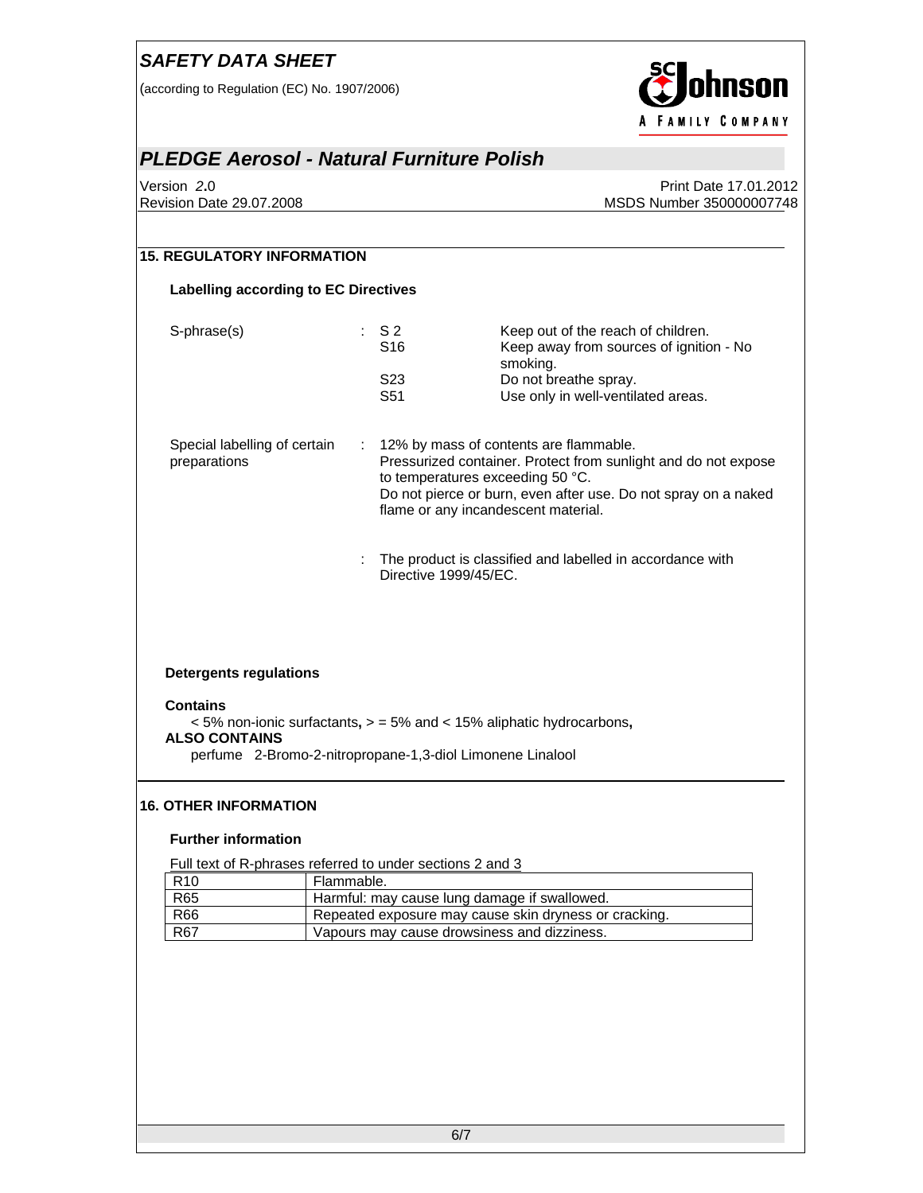## 15. REGULATORY INFORMATION

### Labelling according to EC Directives

| S-phrase(s) | : | | |
|---|---|---|---|
| | | S 2 | Keep out of the reach of children. |
| | | S16 | Keep away from sources of ignition - No smoking. |
| | | S23 | Do not breathe spray. |
| | | S51 | Use only in well-ventilated areas. |

Special labelling of certain preparations : 12% by mass of contents are flammable. Pressurized container. Protect from sunlight and do not expose to temperatures exceeding 50 °C. Do not pierce or burn, even after use. Do not spray on a naked flame or any incandescent material.

: The product is classified and labelled in accordance with Directive 1999/45/EC.

### Detergents regulations

**Contains**

< 5% non-ionic surfactants, > = 5% and < 15% aliphatic hydrocarbons,

**ALSO CONTAINS**

perfume 2-Bromo-2-nitropropane-1,3-diol Limonene Linalool

## 16. OTHER INFORMATION

### Further information

Full text of R-phrases referred to under sections 2 and 3

| R-phrase | Text |
|---|---|
| R10 | Flammable. |
| R65 | Harmful: may cause lung damage if swallowed. |
| R66 | Repeated exposure may cause skin dryness or cracking. |
| R67 | Vapours may cause drowsiness and dizziness. |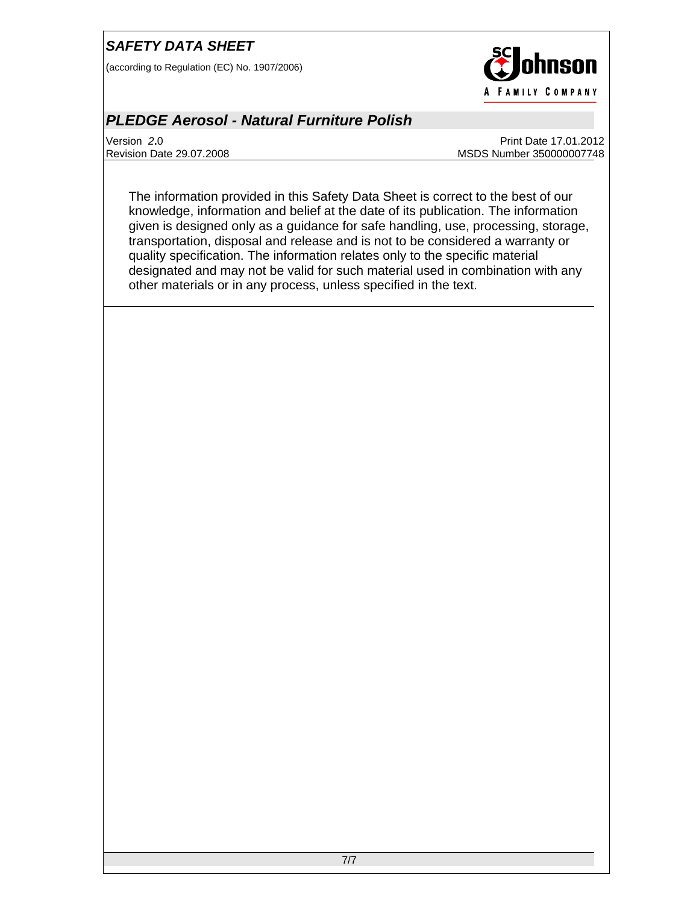The information provided in this Safety Data Sheet is correct to the best of our knowledge, information and belief at the date of its publication. The information given is designed only as a guidance for safe handling, use, processing, storage, transportation, disposal and release and is not to be considered a warranty or quality specification. The information relates only to the specific material designated and may not be valid for such material used in combination with any other materials or in any process, unless specified in the text.